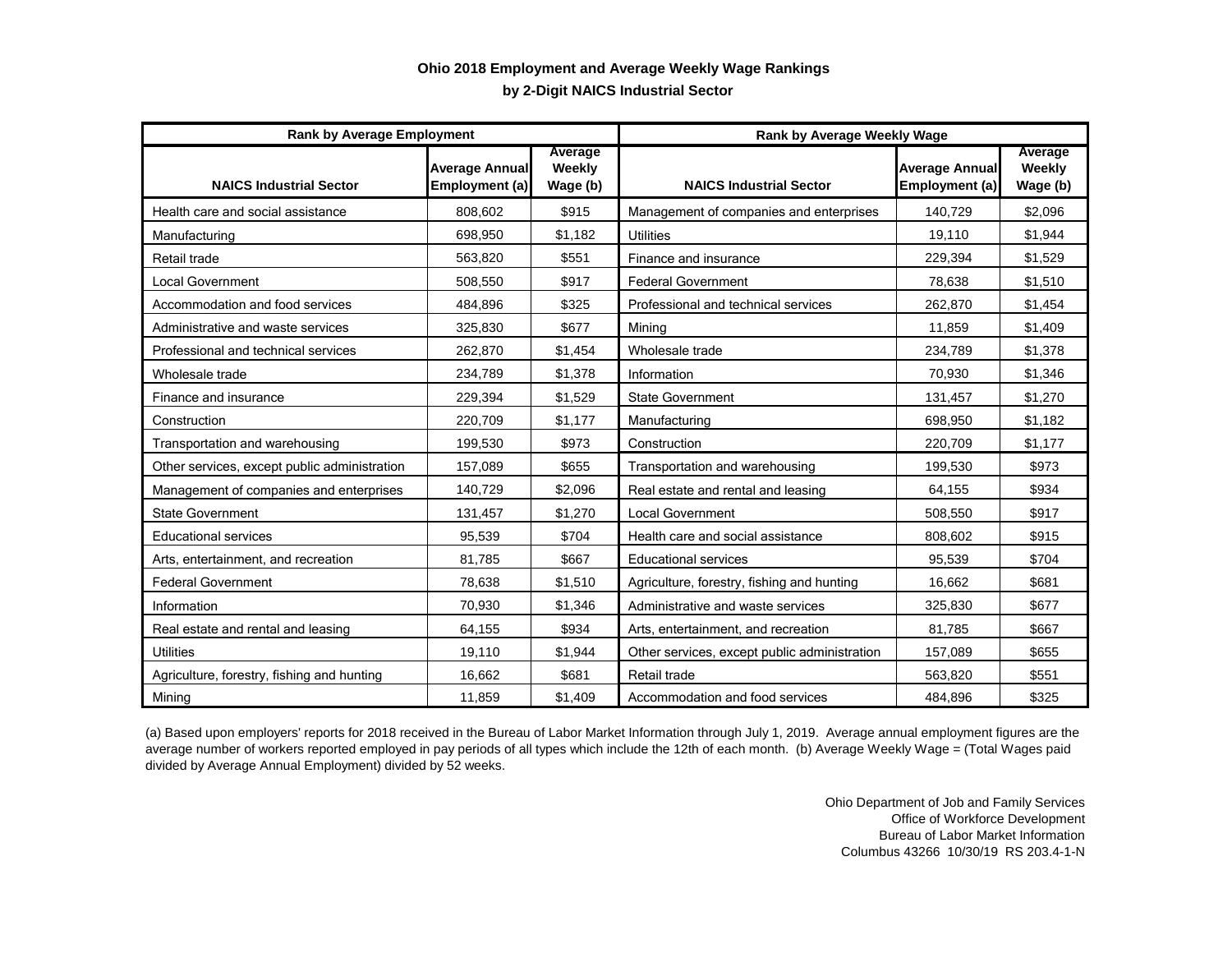# Ohio 2018 Employment and Average Weekly Wage Rankings

## by 2-Digit NAICS Industrial Sector

| Rank by Average Employment | | | Rank by Average Weekly Wage | | |
|---|---|---|---|---|---|
| **NAICS Industrial Sector** | **Average Annual Employment (a)** | **Average Weekly Wage (b)** | **NAICS Industrial Sector** | **Average Annual Employment (a)** | **Average Weekly Wage (b)** |
| Health care and social assistance | 808,602 | $915 | Management of companies and enterprises | 140,729 | $2,096 |
| Manufacturing | 698,950 | $1,182 | Utilities | 19,110 | $1,944 |
| Retail trade | 563,820 | $551 | Finance and insurance | 229,394 | $1,529 |
| Local Government | 508,550 | $917 | Federal Government | 78,638 | $1,510 |
| Accommodation and food services | 484,896 | $325 | Professional and technical services | 262,870 | $1,454 |
| Administrative and waste services | 325,830 | $677 | Mining | 11,859 | $1,409 |
| Professional and technical services | 262,870 | $1,454 | Wholesale trade | 234,789 | $1,378 |
| Wholesale trade | 234,789 | $1,378 | Information | 70,930 | $1,346 |
| Finance and insurance | 229,394 | $1,529 | State Government | 131,457 | $1,270 |
| Construction | 220,709 | $1,177 | Manufacturing | 698,950 | $1,182 |
| Transportation and warehousing | 199,530 | $973 | Construction | 220,709 | $1,177 |
| Other services, except public administration | 157,089 | $655 | Transportation and warehousing | 199,530 | $973 |
| Management of companies and enterprises | 140,729 | $2,096 | Real estate and rental and leasing | 64,155 | $934 |
| State Government | 131,457 | $1,270 | Local Government | 508,550 | $917 |
| Educational services | 95,539 | $704 | Health care and social assistance | 808,602 | $915 |
| Arts, entertainment, and recreation | 81,785 | $667 | Educational services | 95,539 | $704 |
| Federal Government | 78,638 | $1,510 | Agriculture, forestry, fishing and hunting | 16,662 | $681 |
| Information | 70,930 | $1,346 | Administrative and waste services | 325,830 | $677 |
| Real estate and rental and leasing | 64,155 | $934 | Arts, entertainment, and recreation | 81,785 | $667 |
| Utilities | 19,110 | $1,944 | Other services, except public administration | 157,089 | $655 |
| Agriculture, forestry, fishing and hunting | 16,662 | $681 | Retail trade | 563,820 | $551 |
| Mining | 11,859 | $1,409 | Accommodation and food services | 484,896 | $325 |

(a) Based upon employers' reports for 2018 received in the Bureau of Labor Market Information through July 1, 2019. Average annual employment figures are the average number of workers reported employed in pay periods of all types which include the 12th of each month. (b) Average Weekly Wage = (Total Wages paid divided by Average Annual Employment) divided by 52 weeks.

Ohio Department of Job and Family Services
Office of Workforce Development
Bureau of Labor Market Information
Columbus 43266 10/30/19 RS 203.4-1-N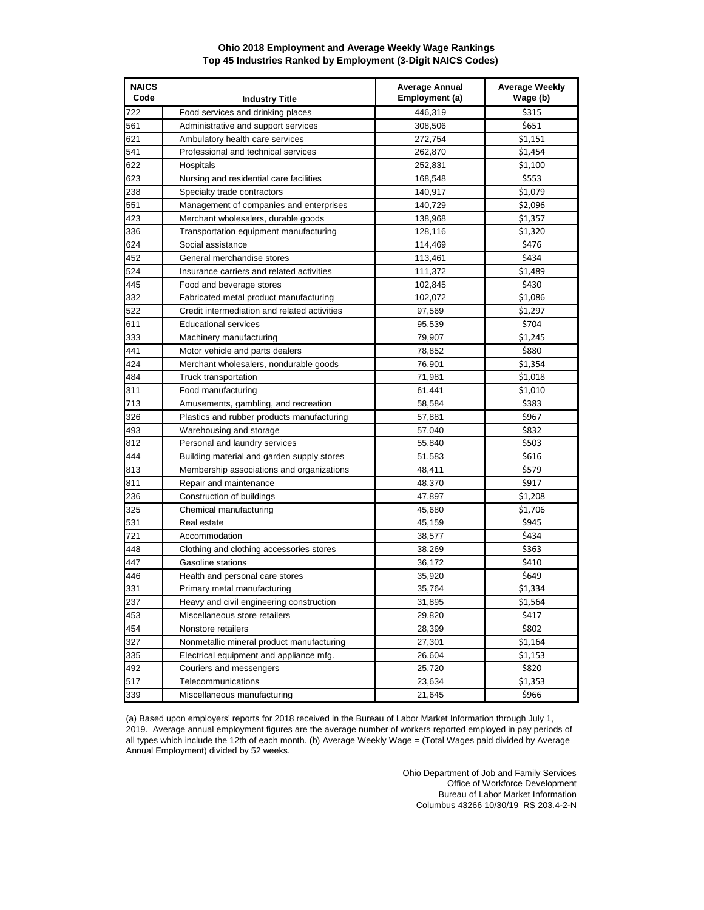**Ohio 2018 Employment and Average Weekly Wage Rankings**
**Top 45 Industries Ranked by Employment (3-Digit NAICS Codes)**

| NAICS Code | Industry Title | Average Annual Employment (a) | Average Weekly Wage (b) |
|---|---|---|---|
| 722 | Food services and drinking places | 446,319 | $315 |
| 561 | Administrative and support services | 308,506 | $651 |
| 621 | Ambulatory health care services | 272,754 | $1,151 |
| 541 | Professional and technical services | 262,870 | $1,454 |
| 622 | Hospitals | 252,831 | $1,100 |
| 623 | Nursing and residential care facilities | 168,548 | $553 |
| 238 | Specialty trade contractors | 140,917 | $1,079 |
| 551 | Management of companies and enterprises | 140,729 | $2,096 |
| 423 | Merchant wholesalers, durable goods | 138,968 | $1,357 |
| 336 | Transportation equipment manufacturing | 128,116 | $1,320 |
| 624 | Social assistance | 114,469 | $476 |
| 452 | General merchandise stores | 113,461 | $434 |
| 524 | Insurance carriers and related activities | 111,372 | $1,489 |
| 445 | Food and beverage stores | 102,845 | $430 |
| 332 | Fabricated metal product manufacturing | 102,072 | $1,086 |
| 522 | Credit intermediation and related activities | 97,569 | $1,297 |
| 611 | Educational services | 95,539 | $704 |
| 333 | Machinery manufacturing | 79,907 | $1,245 |
| 441 | Motor vehicle and parts dealers | 78,852 | $880 |
| 424 | Merchant wholesalers, nondurable goods | 76,901 | $1,354 |
| 484 | Truck transportation | 71,981 | $1,018 |
| 311 | Food manufacturing | 61,441 | $1,010 |
| 713 | Amusements, gambling, and recreation | 58,584 | $383 |
| 326 | Plastics and rubber products manufacturing | 57,881 | $967 |
| 493 | Warehousing and storage | 57,040 | $832 |
| 812 | Personal and laundry services | 55,840 | $503 |
| 444 | Building material and garden supply stores | 51,583 | $616 |
| 813 | Membership associations and organizations | 48,411 | $579 |
| 811 | Repair and maintenance | 48,370 | $917 |
| 236 | Construction of buildings | 47,897 | $1,208 |
| 325 | Chemical manufacturing | 45,680 | $1,706 |
| 531 | Real estate | 45,159 | $945 |
| 721 | Accommodation | 38,577 | $434 |
| 448 | Clothing and clothing accessories stores | 38,269 | $363 |
| 447 | Gasoline stations | 36,172 | $410 |
| 446 | Health and personal care stores | 35,920 | $649 |
| 331 | Primary metal manufacturing | 35,764 | $1,334 |
| 237 | Heavy and civil engineering construction | 31,895 | $1,564 |
| 453 | Miscellaneous store retailers | 29,820 | $417 |
| 454 | Nonstore retailers | 28,399 | $802 |
| 327 | Nonmetallic mineral product manufacturing | 27,301 | $1,164 |
| 335 | Electrical equipment and appliance mfg. | 26,604 | $1,153 |
| 492 | Couriers and messengers | 25,720 | $820 |
| 517 | Telecommunications | 23,634 | $1,353 |
| 339 | Miscellaneous manufacturing | 21,645 | $966 |

(a) Based upon employers' reports for 2018 received in the Bureau of Labor Market Information through July 1, 2019. Average annual employment figures are the average number of workers reported employed in pay periods of all types which include the 12th of each month. (b) Average Weekly Wage = (Total Wages paid divided by Average Annual Employment) divided by 52 weeks.

Ohio Department of Job and Family Services
Office of Workforce Development
Bureau of Labor Market Information
Columbus 43266 10/30/19 RS 203.4-2-N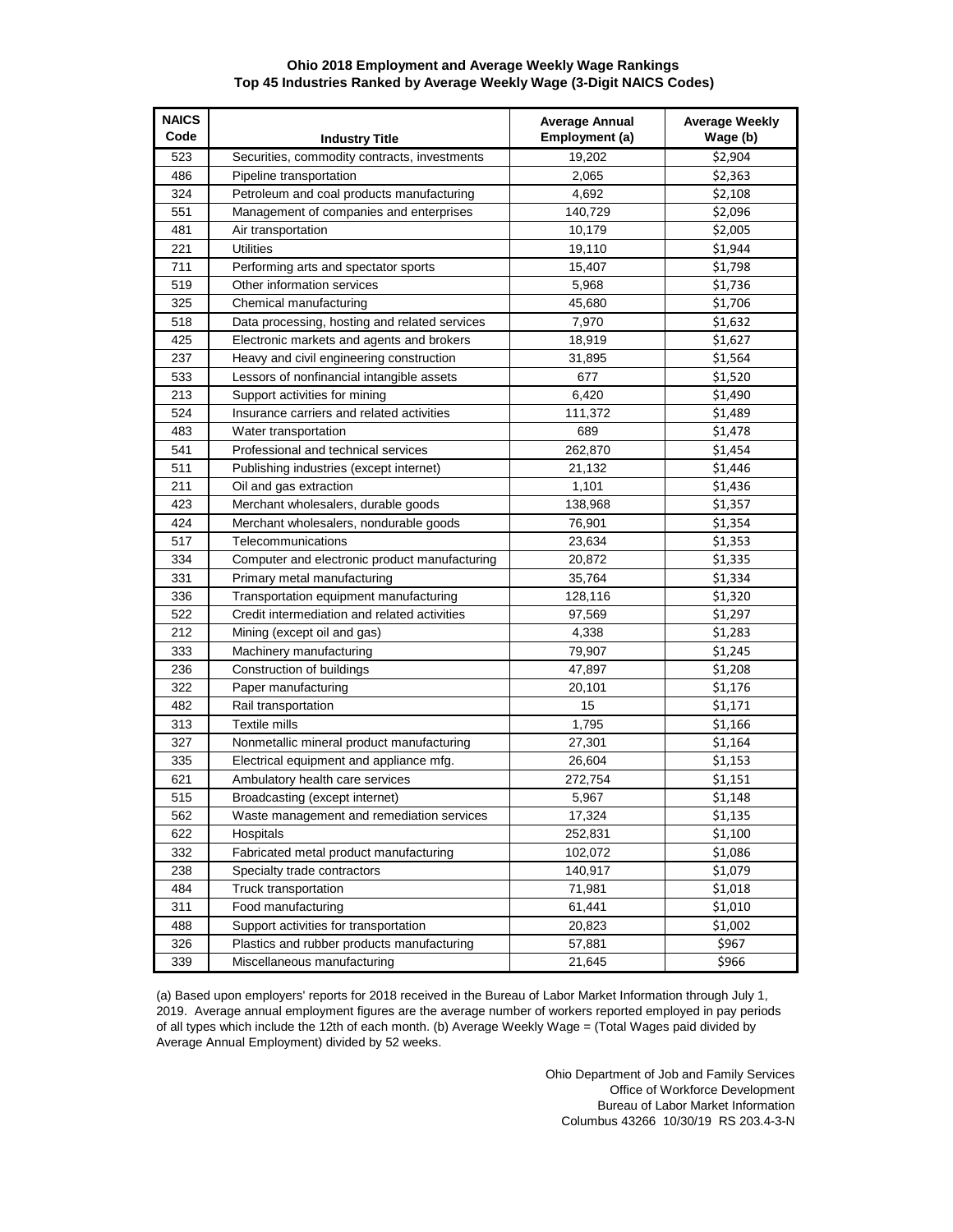**Ohio 2018 Employment and Average Weekly Wage Rankings**
**Top 45 Industries Ranked by Average Weekly Wage (3-Digit NAICS Codes)**

| NAICS Code | Industry Title | Average Annual Employment (a) | Average Weekly Wage (b) |
|---|---|---|---|
| 523 | Securities, commodity contracts, investments | 19,202 | $2,904 |
| 486 | Pipeline transportation | 2,065 | $2,363 |
| 324 | Petroleum and coal products manufacturing | 4,692 | $2,108 |
| 551 | Management of companies and enterprises | 140,729 | $2,096 |
| 481 | Air transportation | 10,179 | $2,005 |
| 221 | Utilities | 19,110 | $1,944 |
| 711 | Performing arts and spectator sports | 15,407 | $1,798 |
| 519 | Other information services | 5,968 | $1,736 |
| 325 | Chemical manufacturing | 45,680 | $1,706 |
| 518 | Data processing, hosting and related services | 7,970 | $1,632 |
| 425 | Electronic markets and agents and brokers | 18,919 | $1,627 |
| 237 | Heavy and civil engineering construction | 31,895 | $1,564 |
| 533 | Lessors of nonfinancial intangible assets | 677 | $1,520 |
| 213 | Support activities for mining | 6,420 | $1,490 |
| 524 | Insurance carriers and related activities | 111,372 | $1,489 |
| 483 | Water transportation | 689 | $1,478 |
| 541 | Professional and technical services | 262,870 | $1,454 |
| 511 | Publishing industries (except internet) | 21,132 | $1,446 |
| 211 | Oil and gas extraction | 1,101 | $1,436 |
| 423 | Merchant wholesalers, durable goods | 138,968 | $1,357 |
| 424 | Merchant wholesalers, nondurable goods | 76,901 | $1,354 |
| 517 | Telecommunications | 23,634 | $1,353 |
| 334 | Computer and electronic product manufacturing | 20,872 | $1,335 |
| 331 | Primary metal manufacturing | 35,764 | $1,334 |
| 336 | Transportation equipment manufacturing | 128,116 | $1,320 |
| 522 | Credit intermediation and related activities | 97,569 | $1,297 |
| 212 | Mining (except oil and gas) | 4,338 | $1,283 |
| 333 | Machinery manufacturing | 79,907 | $1,245 |
| 236 | Construction of buildings | 47,897 | $1,208 |
| 322 | Paper manufacturing | 20,101 | $1,176 |
| 482 | Rail transportation | 15 | $1,171 |
| 313 | Textile mills | 1,795 | $1,166 |
| 327 | Nonmetallic mineral product manufacturing | 27,301 | $1,164 |
| 335 | Electrical equipment and appliance mfg. | 26,604 | $1,153 |
| 621 | Ambulatory health care services | 272,754 | $1,151 |
| 515 | Broadcasting (except internet) | 5,967 | $1,148 |
| 562 | Waste management and remediation services | 17,324 | $1,135 |
| 622 | Hospitals | 252,831 | $1,100 |
| 332 | Fabricated metal product manufacturing | 102,072 | $1,086 |
| 238 | Specialty trade contractors | 140,917 | $1,079 |
| 484 | Truck transportation | 71,981 | $1,018 |
| 311 | Food manufacturing | 61,441 | $1,010 |
| 488 | Support activities for transportation | 20,823 | $1,002 |
| 326 | Plastics and rubber products manufacturing | 57,881 | $967 |
| 339 | Miscellaneous manufacturing | 21,645 | $966 |

(a) Based upon employers' reports for 2018 received in the Bureau of Labor Market Information through July 1, 2019. Average annual employment figures are the average number of workers reported employed in pay periods of all types which include the 12th of each month. (b) Average Weekly Wage = (Total Wages paid divided by Average Annual Employment) divided by 52 weeks.

Ohio Department of Job and Family Services
Office of Workforce Development
Bureau of Labor Market Information
Columbus 43266 10/30/19 RS 203.4-3-N